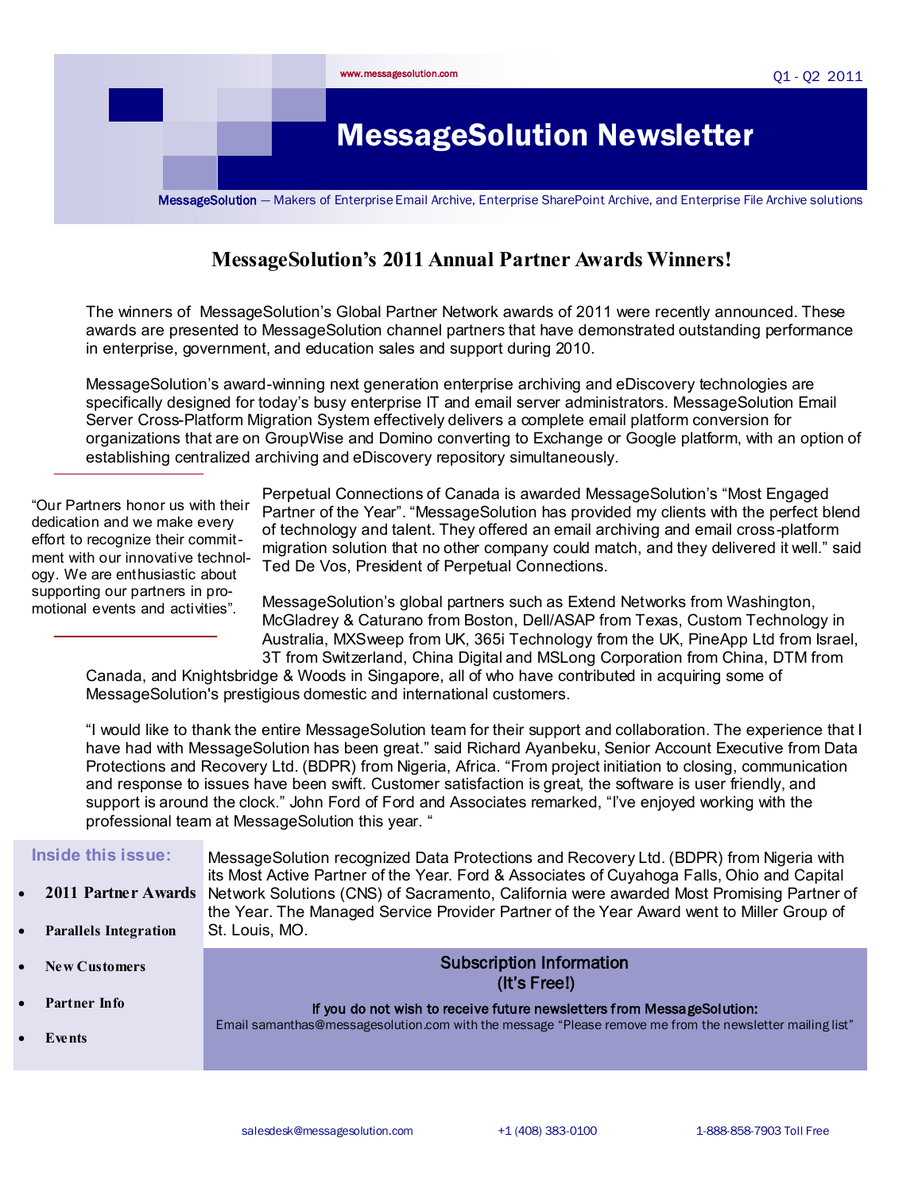www.messagesolution.com

Q1 - Q2 2011

# MessageSolution Newsletter

MessageSolution — Makers of Enterprise Email Archive, Enterprise SharePoint Archive, and Enterprise File Archive solutions

## MessageSolution's 2011 Annual Partner Awards Winners!

The winners of MessageSolution's Global Partner Network awards of 2011 were recently announced. These awards are presented to MessageSolution channel partners that have demonstrated outstanding performance in enterprise, government, and education sales and support during 2010.

MessageSolution's award-winning next generation enterprise archiving and eDiscovery technologies are specifically designed for today's busy enterprise IT and email server administrators. MessageSolution Email Server Cross-Platform Migration System effectively delivers a complete email platform conversion for organizations that are on GroupWise and Domino converting to Exchange or Google platform, with an option of establishing centralized archiving and eDiscovery repository simultaneously.

> "Our Partners honor us with their dedication and we make every effort to recognize their commitment with our innovative technology. We are enthusiastic about supporting our partners in promotional events and activities".

Perpetual Connections of Canada is awarded MessageSolution's "Most Engaged Partner of the Year". "MessageSolution has provided my clients with the perfect blend of technology and talent. They offered an email archiving and email cross-platform migration solution that no other company could match, and they delivered it well." said Ted De Vos, President of Perpetual Connections.

MessageSolution's global partners such as Extend Networks from Washington, McGladrey & Caturano from Boston, Dell/ASAP from Texas, Custom Technology in Australia, MXSweep from UK, 365i Technology from the UK, PineApp Ltd from Israel, 3T from Switzerland, China Digital and MSLong Corporation from China, DTM from Canada, and Knightsbridge & Woods in Singapore, all of who have contributed in acquiring some of MessageSolution's prestigious domestic and international customers.

"I would like to thank the entire MessageSolution team for their support and collaboration. The experience that I have had with MessageSolution has been great." said Richard Ayanbeku, Senior Account Executive from Data Protections and Recovery Ltd. (BDPR) from Nigeria, Africa. "From project initiation to closing, communication and response to issues have been swift. Customer satisfaction is great, the software is user friendly, and support is around the clock." John Ford of Ford and Associates remarked, "I've enjoyed working with the professional team at MessageSolution this year. "

MessageSolution recognized Data Protections and Recovery Ltd. (BDPR) from Nigeria with its Most Active Partner of the Year. Ford & Associates of Cuyahoga Falls, Ohio and Capital Network Solutions (CNS) of Sacramento, California were awarded Most Promising Partner of the Year. The Managed Service Provider Partner of the Year Award went to Miller Group of St. Louis, MO.

**Inside this issue:**

- **2011 Partner Awards**
- **Parallels Integration**
- **New Customers**
- **Partner Info**
- **Events**

### Subscription Information (It's Free!)

**If you do not wish to receive future newsletters from MessageSolution:**
Email samanthas@messagesolution.com with the message "Please remove me from the newsletter mailing list"

salesdesk@messagesolution.com  +1 (408) 383-0100  1-888-858-7903 Toll Free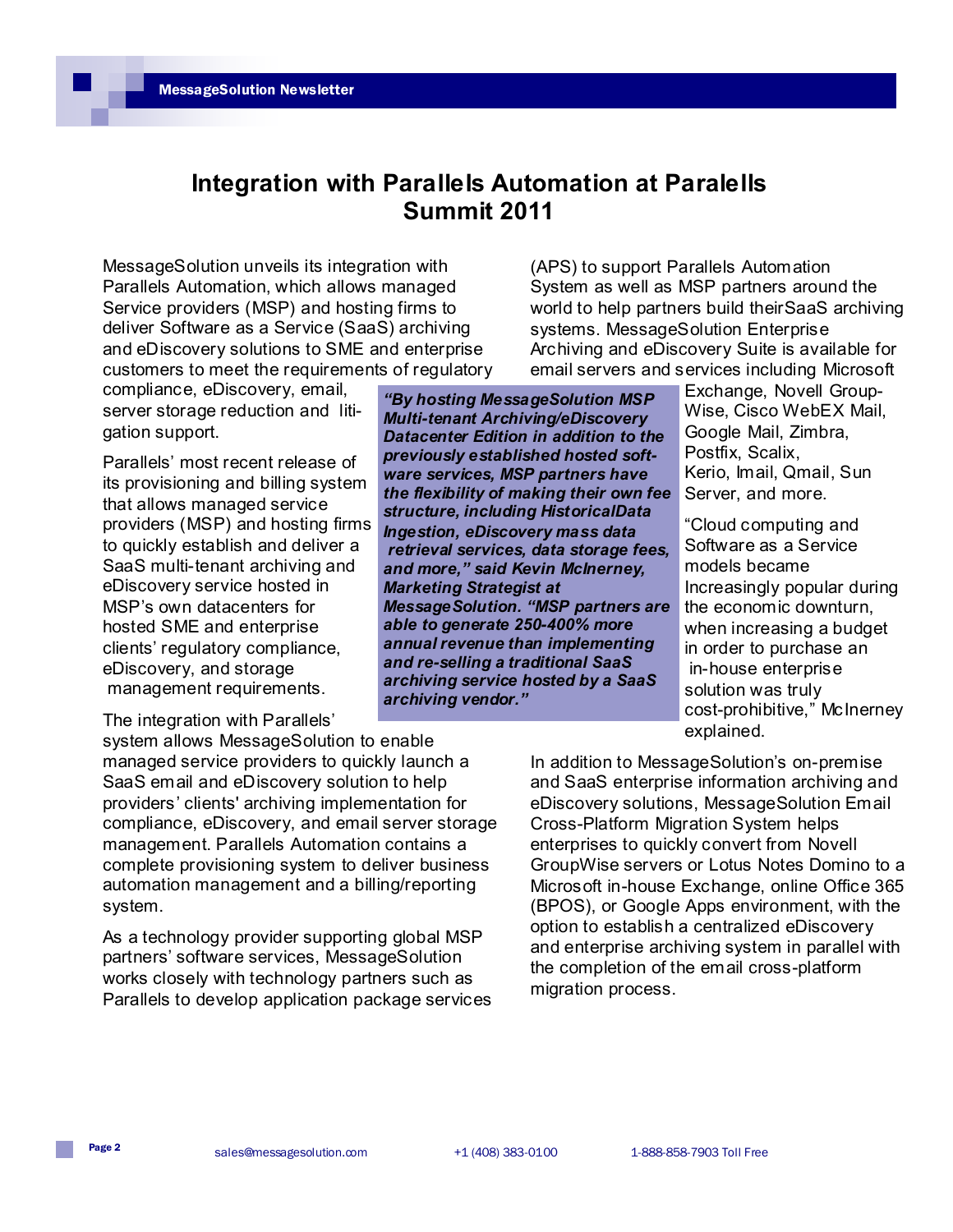# Integration with Parallels Automation at Paralells Summit 2011

MessageSolution unveils its integration with Parallels Automation, which allows managed Service providers (MSP) and hosting firms to deliver Software as a Service (SaaS) archiving and eDiscovery solutions to SME and enterprise customers to meet the requirements of regulatory compliance, eDiscovery, email, server storage reduction and litigation support.

Parallels' most recent release of its provisioning and billing system that allows managed service providers (MSP) and hosting firms to quickly establish and deliver a SaaS multi-tenant archiving and eDiscovery service hosted in MSP's own datacenters for hosted SME and enterprise clients' regulatory compliance, eDiscovery, and storage management requirements.

The integration with Parallels' system allows MessageSolution to enable managed service providers to quickly launch a SaaS email and eDiscovery solution to help providers' clients' archiving implementation for compliance, eDiscovery, and email server storage management. Parallels Automation contains a complete provisioning system to deliver business automation management and a billing/reporting system.

As a technology provider supporting global MSP partners' software services, MessageSolution works closely with technology partners such as Parallels to develop application package services (APS) to support Parallels Automation System as well as MSP partners around the world to help partners build theirSaaS archiving systems. MessageSolution Enterprise Archiving and eDiscovery Suite is available for email servers and services including Microsoft Exchange, Novell GroupWise, Cisco WebEX Mail, Google Mail, Zimbra, Postfix, Scalix, Kerio, Imail, Qmail, Sun Server, and more.

***"By hosting MessageSolution MSP Multi-tenant Archiving/eDiscovery Datacenter Edition in addition to the previously established hosted software services, MSP partners have the flexibility of making their own fee structure, including HistoricalData Ingestion, eDiscovery mass data retrieval services, data storage fees, and more," said Kevin McInerney, Marketing Strategist at MessageSolution. "MSP partners are able to generate 250-400% more annual revenue than implementing and re-selling a traditional SaaS archiving service hosted by a SaaS archiving vendor."***

"Cloud computing and Software as a Service models became Increasingly popular during the economic downturn, when increasing a budget in order to purchase an in-house enterprise solution was truly cost-prohibitive," McInerney explained.

In addition to MessageSolution's on-premise and SaaS enterprise information archiving and eDiscovery solutions, MessageSolution Email Cross-Platform Migration System helps enterprises to quickly convert from Novell GroupWise servers or Lotus Notes Domino to a Microsoft in-house Exchange, online Office 365 (BPOS), or Google Apps environment, with the option to establish a centralized eDiscovery and enterprise archiving system in parallel with the completion of the email cross-platform migration process.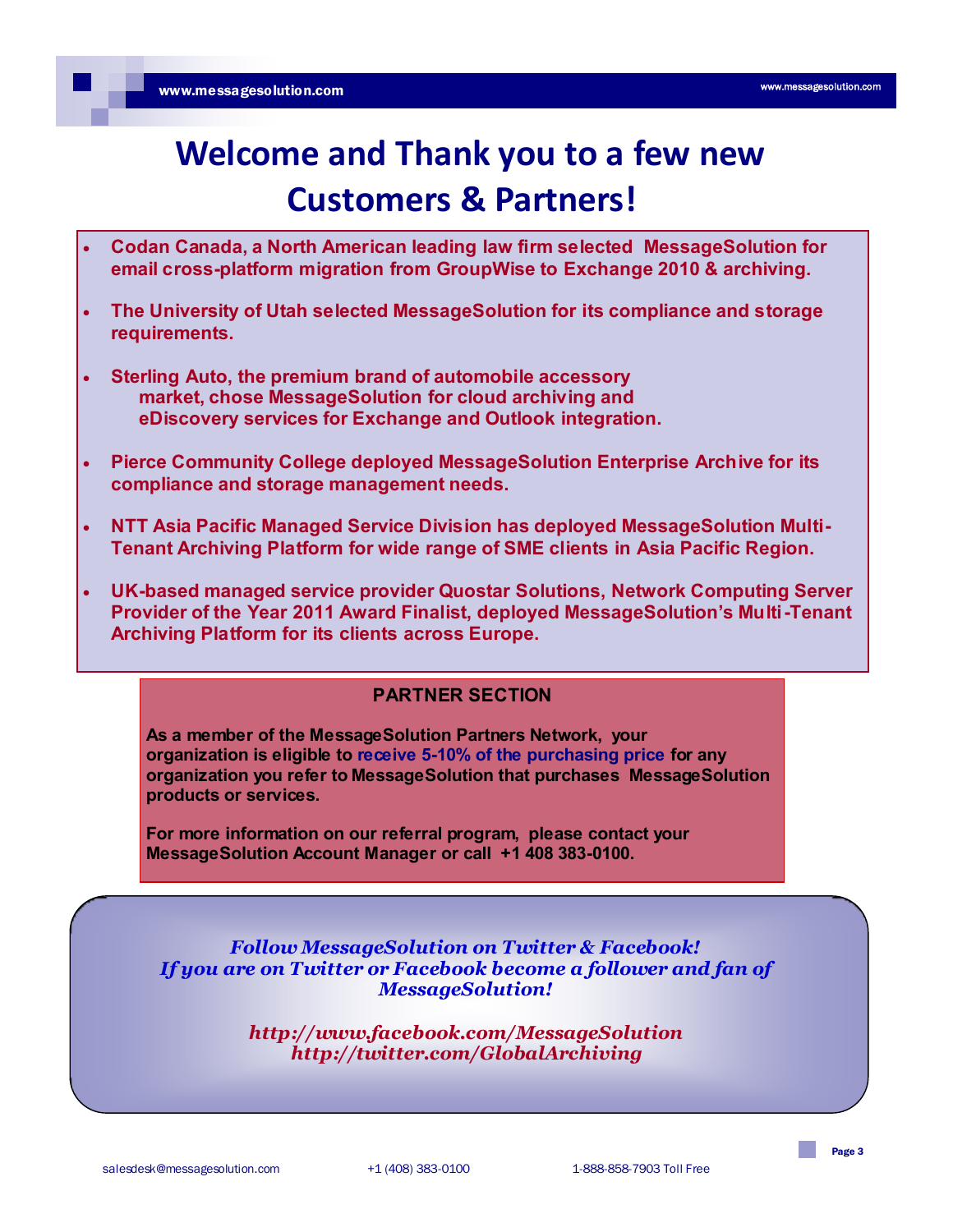# Welcome and Thank you to a few new Customers & Partners!

- **Codan Canada, a North American leading law firm selected MessageSolution for email cross-platform migration from GroupWise to Exchange 2010 & archiving.**
- **The University of Utah selected MessageSolution for its compliance and storage requirements.**
- **Sterling Auto, the premium brand of automobile accessory market, chose MessageSolution for cloud archiving and eDiscovery services for Exchange and Outlook integration.**
- **Pierce Community College deployed MessageSolution Enterprise Archive for its compliance and storage management needs.**
- **NTT Asia Pacific Managed Service Division has deployed MessageSolution Multi-Tenant Archiving Platform for wide range of SME clients in Asia Pacific Region.**
- **UK-based managed service provider Quostar Solutions, Network Computing Server Provider of the Year 2011 Award Finalist, deployed MessageSolution's Multi-Tenant Archiving Platform for its clients across Europe.**

## PARTNER SECTION

**As a member of the MessageSolution Partners Network, your organization is eligible to receive 5-10% of the purchasing price for any organization you refer to MessageSolution that purchases MessageSolution products or services.**

**For more information on our referral program, please contact your MessageSolution Account Manager or call +1 408 383-0100.**

***Follow MessageSolution on Twitter & Facebook!***
***If you are on Twitter or Facebook become a follower and fan of MessageSolution!***

***http://www.facebook.com/MessageSolution***
***http://twitter.com/GlobalArchiving***

salesdesk@messagesolution.com +1 (408) 383-0100 1-888-858-7903 Toll Free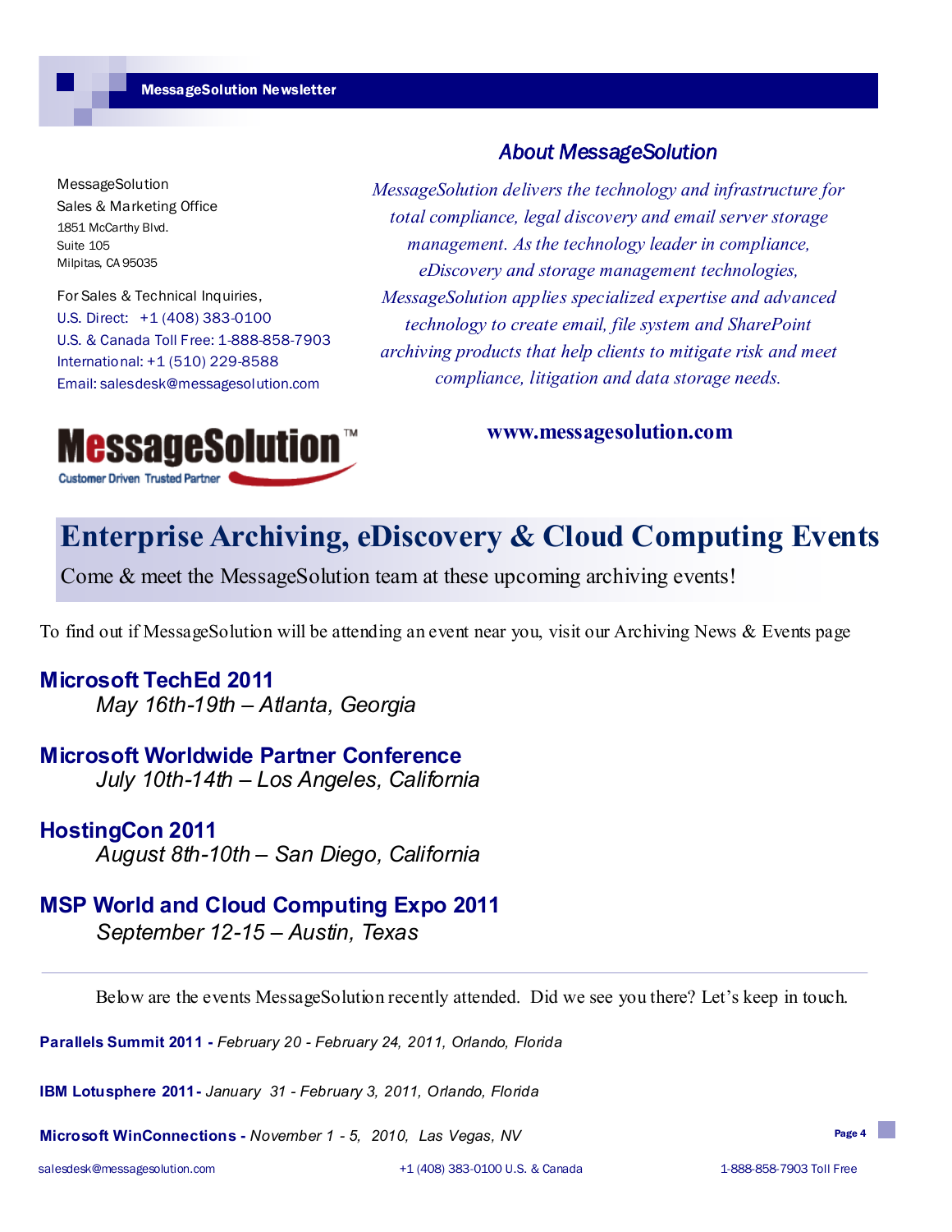MessageSolution
Sales & Marketing Office
1851 McCarthy Blvd.
Suite 105
Milpitas, CA 95035

For Sales & Technical Inquiries,
U.S. Direct: +1 (408) 383-0100
U.S. & Canada Toll Free: 1-888-858-7903
International: +1 (510) 229-8588
Email: salesdesk@messagesolution.com

MessageSolution™
Customer Driven Trusted Partner

## *About MessageSolution*

*MessageSolution delivers the technology and infrastructure for total compliance, legal discovery and email server storage management. As the technology leader in compliance, eDiscovery and storage management technologies, MessageSolution applies specialized expertise and advanced technology to create email, file system and SharePoint archiving products that help clients to mitigate risk and meet compliance, litigation and data storage needs.*

**www.messagesolution.com**

# Enterprise Archiving, eDiscovery & Cloud Computing Events

Come & meet the MessageSolution team at these upcoming archiving events!

To find out if MessageSolution will be attending an event near you, visit our Archiving News & Events page

### Microsoft TechEd 2011
*May 16th-19th – Atlanta, Georgia*

### Microsoft Worldwide Partner Conference
*July 10th-14th – Los Angeles, California*

### HostingCon 2011
*August 8th-10th – San Diego, California*

### MSP World and Cloud Computing Expo 2011
*September 12-15 – Austin, Texas*

---

Below are the events MessageSolution recently attended. Did we see you there? Let's keep in touch.

**Parallels Summit 2011 -** *February 20 - February 24, 2011, Orlando, Florida*

**IBM Lotusphere 2011-** *January 31 - February 3, 2011, Orlando, Florida*

**Microsoft WinConnections -** *November 1 - 5, 2010, Las Vegas, NV*